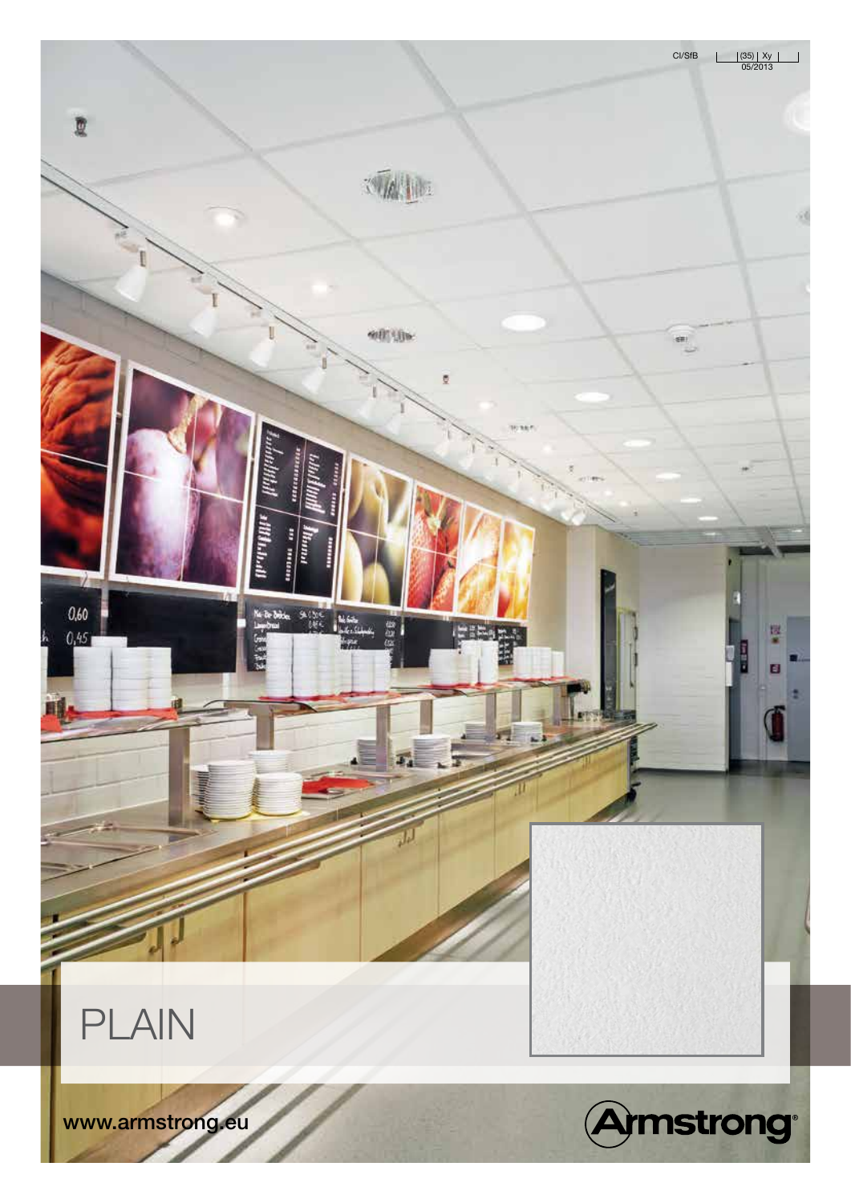CI/SfB | (35) | Xy |

05/2013

# PLAIN

www.armstrong.eu

Armstrong®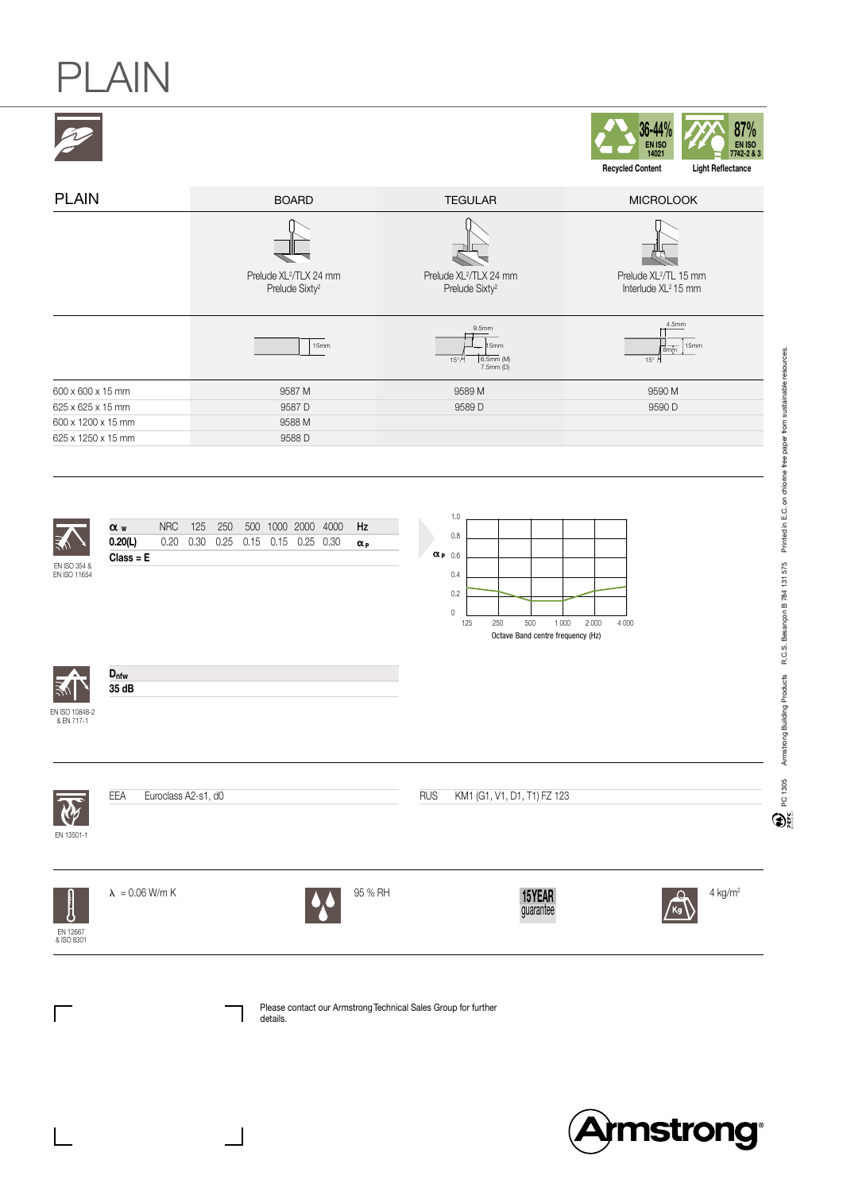# PLAIN

36-44% EN ISO 14021 Recycled Content

87% EN ISO 7742-2 & 3 Light Reflectance

| PLAIN | BOARD | TEGULAR | MICROLOOK |
|---|---|---|---|
| | Prelude XL²/TLX 24 mm<br>Prelude Sixty² | Prelude XL²/TLX 24 mm<br>Prelude Sixty² | Prelude XL²/TL 15 mm<br>Interlude XL² 15 mm |
| | 15mm | 9.5mm<br>15mm<br>15°<br>6.5mm (M)<br>7.5mm (D) | 4.5mm<br>8mm<br>15mm<br>15° |
| 600 x 600 x 15 mm | 9587 M | 9589 M | 9590 M |
| 625 x 625 x 15 mm | 9587 D | 9589 D | 9590 D |
| 600 x 1200 x 15 mm | 9588 M | | |
| 625 x 1250 x 15 mm | 9588 D | | |

EN ISO 354 & EN ISO 11654

| $\alpha_w$ | NRC | 125 | 250 | 500 | 1000 | 2000 | 4000 | Hz |
|---|---|---|---|---|---|---|---|---|
| 0.20(L) | 0.20 | 0.30 | 0.25 | 0.15 | 0.15 | 0.25 | 0.30 | $\alpha_p$ |
| Class = E | | | | | | | | |

$\alpha_p$
1.0
0.8
0.6
0.4
0.2
0
125
250
500
1 000
2 000
4 000
Octave Band centre frequency (Hz)

EN ISO 10848-2 & EN 717-1

$D_{nfw}$
35 dB

EN 13501-1

EEA Euroclass A2-s1, d0

RUS KM1 (G1, V1, D1, T1) FZ 123

EN 12667 & ISO 8301

$\lambda$ = 0.06 W/m K

95 % RH

15YEAR guarantee

4 kg/m²

Please contact our Armstrong Technical Sales Group for further details.

Armstrong

PC 1305 Armstrong Building Products R.C.S. Besançon B 784 131 575 Printed in E.C. on chlorine free paper from sustainable resources.